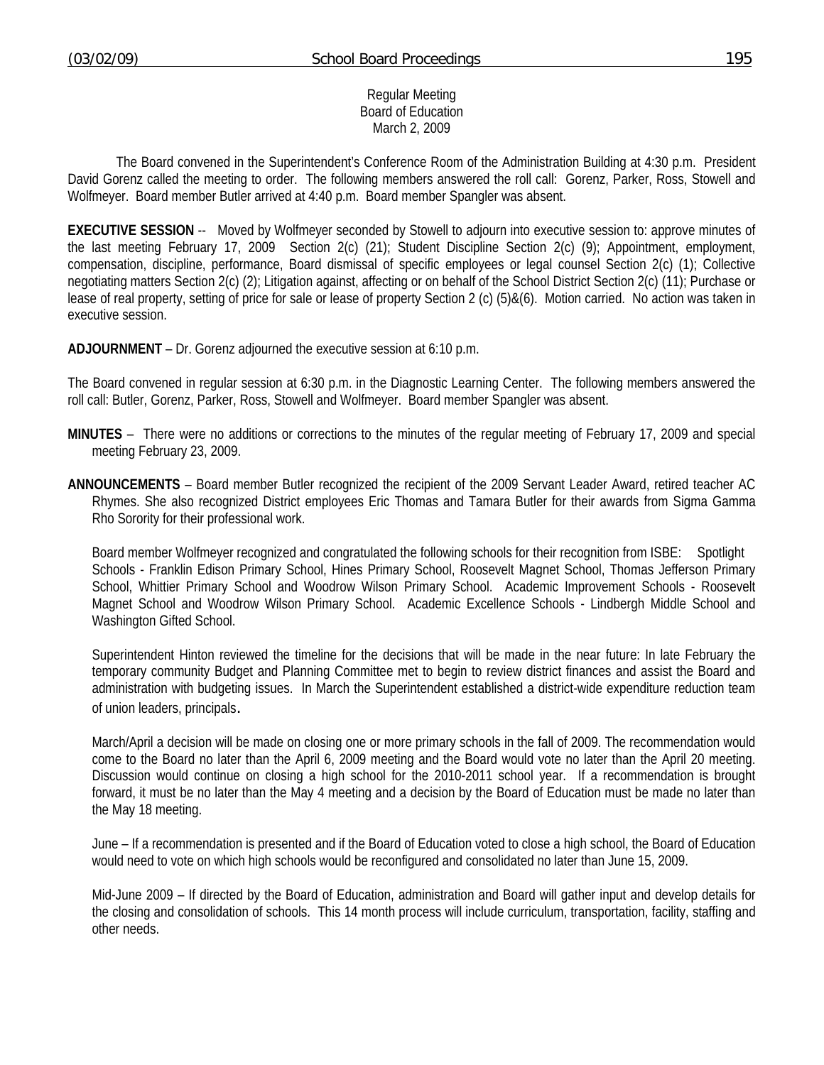Regular Meeting
Board of Education
March 2, 2009

The Board convened in the Superintendent's Conference Room of the Administration Building at 4:30 p.m. President David Gorenz called the meeting to order. The following members answered the roll call: Gorenz, Parker, Ross, Stowell and Wolfmeyer. Board member Butler arrived at 4:40 p.m. Board member Spangler was absent.

**EXECUTIVE SESSION** -- Moved by Wolfmeyer seconded by Stowell to adjourn into executive session to: approve minutes of the last meeting February 17, 2009 Section 2(c) (21); Student Discipline Section 2(c) (9); Appointment, employment, compensation, discipline, performance, Board dismissal of specific employees or legal counsel Section 2(c) (1); Collective negotiating matters Section 2(c) (2); Litigation against, affecting or on behalf of the School District Section 2(c) (11); Purchase or lease of real property, setting of price for sale or lease of property Section 2 (c) (5)&(6). Motion carried. No action was taken in executive session.

**ADJOURNMENT** – Dr. Gorenz adjourned the executive session at 6:10 p.m.

The Board convened in regular session at 6:30 p.m. in the Diagnostic Learning Center. The following members answered the roll call: Butler, Gorenz, Parker, Ross, Stowell and Wolfmeyer. Board member Spangler was absent.

**MINUTES** – There were no additions or corrections to the minutes of the regular meeting of February 17, 2009 and special meeting February 23, 2009.

**ANNOUNCEMENTS** – Board member Butler recognized the recipient of the 2009 Servant Leader Award, retired teacher AC Rhymes. She also recognized District employees Eric Thomas and Tamara Butler for their awards from Sigma Gamma Rho Sorority for their professional work.

Board member Wolfmeyer recognized and congratulated the following schools for their recognition from ISBE: Spotlight Schools - Franklin Edison Primary School, Hines Primary School, Roosevelt Magnet School, Thomas Jefferson Primary School, Whittier Primary School and Woodrow Wilson Primary School. Academic Improvement Schools - Roosevelt Magnet School and Woodrow Wilson Primary School. Academic Excellence Schools - Lindbergh Middle School and Washington Gifted School.

Superintendent Hinton reviewed the timeline for the decisions that will be made in the near future: In late February the temporary community Budget and Planning Committee met to begin to review district finances and assist the Board and administration with budgeting issues. In March the Superintendent established a district-wide expenditure reduction team of union leaders, principals.

March/April a decision will be made on closing one or more primary schools in the fall of 2009. The recommendation would come to the Board no later than the April 6, 2009 meeting and the Board would vote no later than the April 20 meeting. Discussion would continue on closing a high school for the 2010-2011 school year. If a recommendation is brought forward, it must be no later than the May 4 meeting and a decision by the Board of Education must be made no later than the May 18 meeting.

June – If a recommendation is presented and if the Board of Education voted to close a high school, the Board of Education would need to vote on which high schools would be reconfigured and consolidated no later than June 15, 2009.

Mid-June 2009 – If directed by the Board of Education, administration and Board will gather input and develop details for the closing and consolidation of schools. This 14 month process will include curriculum, transportation, facility, staffing and other needs.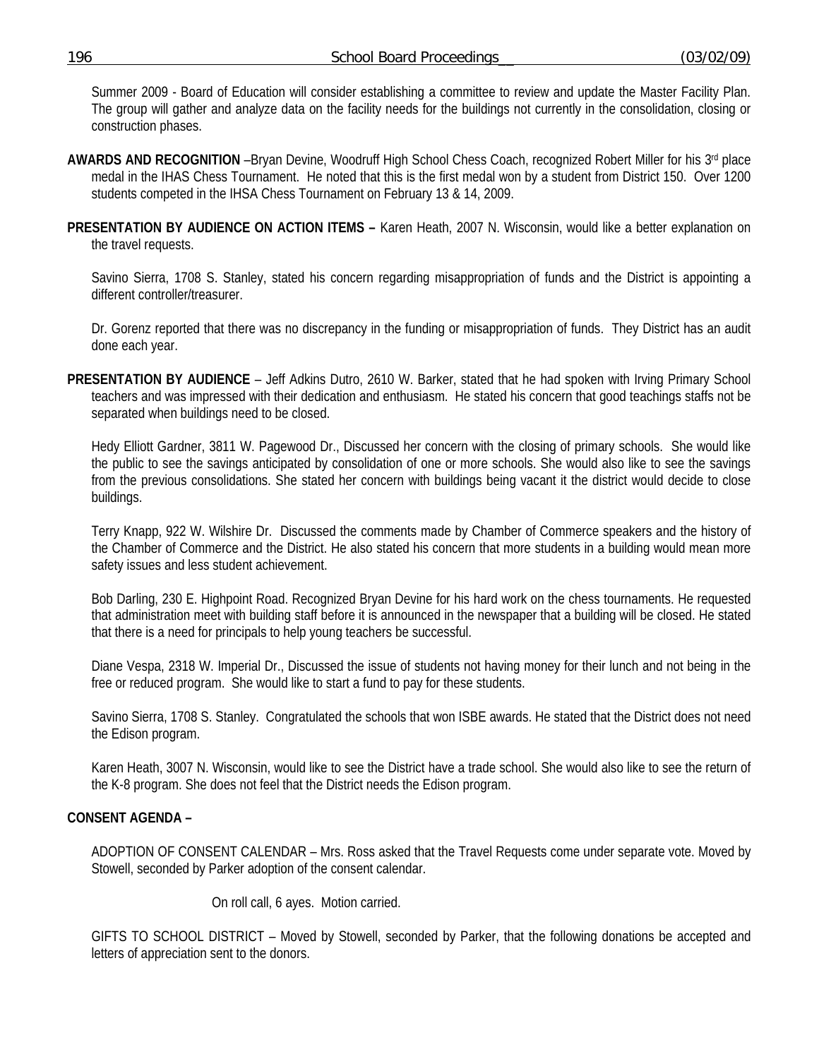Summer 2009 - Board of Education will consider establishing a committee to review and update the Master Facility Plan. The group will gather and analyze data on the facility needs for the buildings not currently in the consolidation, closing or construction phases.

**AWARDS AND RECOGNITION** –Bryan Devine, Woodruff High School Chess Coach, recognized Robert Miller for his 3rd place medal in the IHAS Chess Tournament. He noted that this is the first medal won by a student from District 150. Over 1200 students competed in the IHSA Chess Tournament on February 13 & 14, 2009.

**PRESENTATION BY AUDIENCE ON ACTION ITEMS –** Karen Heath, 2007 N. Wisconsin, would like a better explanation on the travel requests.

Savino Sierra, 1708 S. Stanley, stated his concern regarding misappropriation of funds and the District is appointing a different controller/treasurer.

Dr. Gorenz reported that there was no discrepancy in the funding or misappropriation of funds. They District has an audit done each year.

**PRESENTATION BY AUDIENCE** – Jeff Adkins Dutro, 2610 W. Barker, stated that he had spoken with Irving Primary School teachers and was impressed with their dedication and enthusiasm. He stated his concern that good teachings staffs not be separated when buildings need to be closed.

Hedy Elliott Gardner, 3811 W. Pagewood Dr., Discussed her concern with the closing of primary schools. She would like the public to see the savings anticipated by consolidation of one or more schools. She would also like to see the savings from the previous consolidations. She stated her concern with buildings being vacant it the district would decide to close buildings.

Terry Knapp, 922 W. Wilshire Dr. Discussed the comments made by Chamber of Commerce speakers and the history of the Chamber of Commerce and the District. He also stated his concern that more students in a building would mean more safety issues and less student achievement.

Bob Darling, 230 E. Highpoint Road. Recognized Bryan Devine for his hard work on the chess tournaments. He requested that administration meet with building staff before it is announced in the newspaper that a building will be closed. He stated that there is a need for principals to help young teachers be successful.

Diane Vespa, 2318 W. Imperial Dr., Discussed the issue of students not having money for their lunch and not being in the free or reduced program. She would like to start a fund to pay for these students.

Savino Sierra, 1708 S. Stanley. Congratulated the schools that won ISBE awards. He stated that the District does not need the Edison program.

Karen Heath, 3007 N. Wisconsin, would like to see the District have a trade school. She would also like to see the return of the K-8 program. She does not feel that the District needs the Edison program.

**CONSENT AGENDA –**

ADOPTION OF CONSENT CALENDAR – Mrs. Ross asked that the Travel Requests come under separate vote. Moved by Stowell, seconded by Parker adoption of the consent calendar.

On roll call, 6 ayes. Motion carried.

GIFTS TO SCHOOL DISTRICT – Moved by Stowell, seconded by Parker, that the following donations be accepted and letters of appreciation sent to the donors.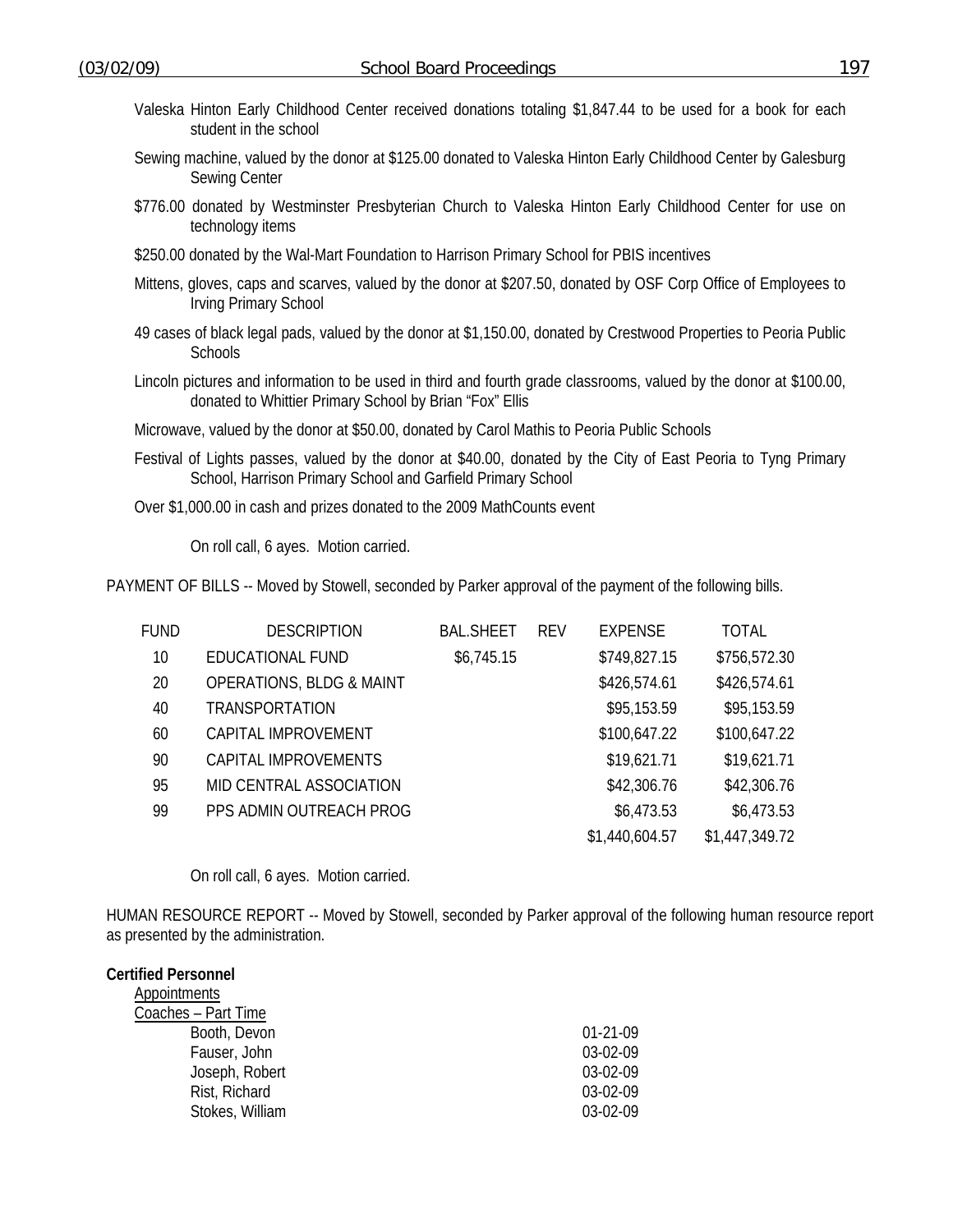Valeska Hinton Early Childhood Center received donations totaling $1,847.44 to be used for a book for each student in the school

Sewing machine, valued by the donor at $125.00 donated to Valeska Hinton Early Childhood Center by Galesburg Sewing Center

$776.00 donated by Westminster Presbyterian Church to Valeska Hinton Early Childhood Center for use on technology items

$250.00 donated by the Wal-Mart Foundation to Harrison Primary School for PBIS incentives

Mittens, gloves, caps and scarves, valued by the donor at $207.50, donated by OSF Corp Office of Employees to Irving Primary School

49 cases of black legal pads, valued by the donor at $1,150.00, donated by Crestwood Properties to Peoria Public Schools

Lincoln pictures and information to be used in third and fourth grade classrooms, valued by the donor at $100.00, donated to Whittier Primary School by Brian "Fox" Ellis

Microwave, valued by the donor at $50.00, donated by Carol Mathis to Peoria Public Schools

Festival of Lights passes, valued by the donor at $40.00, donated by the City of East Peoria to Tyng Primary School, Harrison Primary School and Garfield Primary School

Over $1,000.00 in cash and prizes donated to the 2009 MathCounts event

On roll call, 6 ayes. Motion carried.

PAYMENT OF BILLS -- Moved by Stowell, seconded by Parker approval of the payment of the following bills.

| FUND | DESCRIPTION | BAL.SHEET | REV | EXPENSE | TOTAL |
|---|---|---|---|---|---|
| 10 | EDUCATIONAL FUND | $6,745.15 | | $749,827.15 | $756,572.30 |
| 20 | OPERATIONS, BLDG & MAINT | | | $426,574.61 | $426,574.61 |
| 40 | TRANSPORTATION | | | $95,153.59 | $95,153.59 |
| 60 | CAPITAL IMPROVEMENT | | | $100,647.22 | $100,647.22 |
| 90 | CAPITAL IMPROVEMENTS | | | $19,621.71 | $19,621.71 |
| 95 | MID CENTRAL ASSOCIATION | | | $42,306.76 | $42,306.76 |
| 99 | PPS ADMIN OUTREACH PROG | | | $6,473.53 | $6,473.53 |
| | | | | $1,440,604.57 | $1,447,349.72 |

On roll call, 6 ayes. Motion carried.

HUMAN RESOURCE REPORT -- Moved by Stowell, seconded by Parker approval of the following human resource report as presented by the administration.

**Certified Personnel**

Appointments

Coaches – Part Time

| | |
|---|---|
| Booth, Devon | 01-21-09 |
| Fauser, John | 03-02-09 |
| Joseph, Robert | 03-02-09 |
| Rist, Richard | 03-02-09 |
| Stokes, William | 03-02-09 |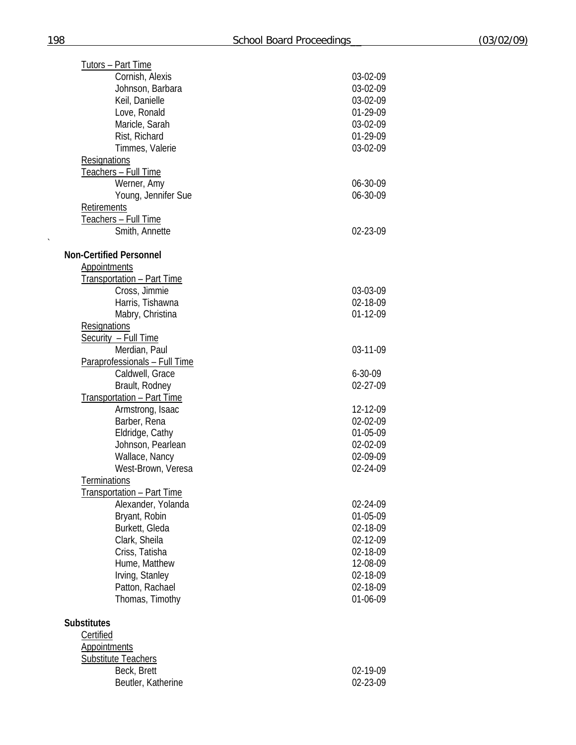Tutors – Part Time

| | |
|---|---|
| Cornish, Alexis | 03-02-09 |
| Johnson, Barbara | 03-02-09 |
| Keil, Danielle | 03-02-09 |
| Love, Ronald | 01-29-09 |
| Maricle, Sarah | 03-02-09 |
| Rist, Richard | 01-29-09 |
| Timmes, Valerie | 03-02-09 |

Resignations

Teachers – Full Time

| | |
|---|---|
| Werner, Amy | 06-30-09 |
| Young, Jennifer Sue | 06-30-09 |

Retirements

Teachers – Full Time

| | |
|---|---|
| Smith, Annette | 02-23-09 |

**Non-Certified Personnel**

Appointments

Transportation – Part Time

| | |
|---|---|
| Cross, Jimmie | 03-03-09 |
| Harris, Tishawna | 02-18-09 |
| Mabry, Christina | 01-12-09 |

Resignations

Security – Full Time

| | |
|---|---|
| Merdian, Paul | 03-11-09 |

Paraprofessionals – Full Time

| | |
|---|---|
| Caldwell, Grace | 6-30-09 |
| Brault, Rodney | 02-27-09 |

Transportation – Part Time

| | |
|---|---|
| Armstrong, Isaac | 12-12-09 |
| Barber, Rena | 02-02-09 |
| Eldridge, Cathy | 01-05-09 |
| Johnson, Pearlean | 02-02-09 |
| Wallace, Nancy | 02-09-09 |
| West-Brown, Veresa | 02-24-09 |

Terminations

Transportation – Part Time

| | |
|---|---|
| Alexander, Yolanda | 02-24-09 |
| Bryant, Robin | 01-05-09 |
| Burkett, Gleda | 02-18-09 |
| Clark, Sheila | 02-12-09 |
| Criss, Tatisha | 02-18-09 |
| Hume, Matthew | 12-08-09 |
| Irving, Stanley | 02-18-09 |
| Patton, Rachael | 02-18-09 |
| Thomas, Timothy | 01-06-09 |

**Substitutes**

Certified

Appointments

Substitute Teachers

| | |
|---|---|
| Beck, Brett | 02-19-09 |
| Beutler, Katherine | 02-23-09 |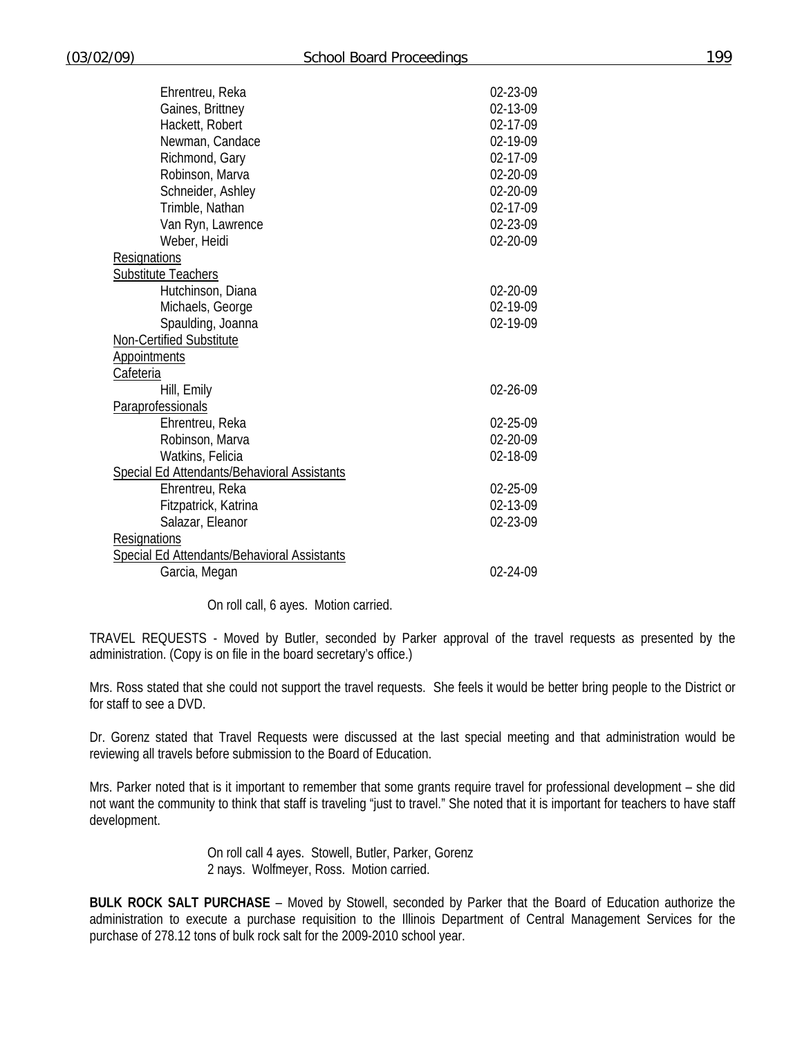| | |
|---|---|
| Ehrentreu, Reka | 02-23-09 |
| Gaines, Brittney | 02-13-09 |
| Hackett, Robert | 02-17-09 |
| Newman, Candace | 02-19-09 |
| Richmond, Gary | 02-17-09 |
| Robinson, Marva | 02-20-09 |
| Schneider, Ashley | 02-20-09 |
| Trimble, Nathan | 02-17-09 |
| Van Ryn, Lawrence | 02-23-09 |
| Weber, Heidi | 02-20-09 |
| <u>Resignations</u> | |
| <u>Substitute Teachers</u> | |
| Hutchinson, Diana | 02-20-09 |
| Michaels, George | 02-19-09 |
| Spaulding, Joanna | 02-19-09 |
| <u>Non-Certified Substitute</u> | |
| <u>Appointments</u> | |
| <u>Cafeteria</u> | |
| Hill, Emily | 02-26-09 |
| <u>Paraprofessionals</u> | |
| Ehrentreu, Reka | 02-25-09 |
| Robinson, Marva | 02-20-09 |
| Watkins, Felicia | 02-18-09 |
| <u>Special Ed Attendants/Behavioral Assistants</u> | |
| Ehrentreu, Reka | 02-25-09 |
| Fitzpatrick, Katrina | 02-13-09 |
| Salazar, Eleanor | 02-23-09 |
| <u>Resignations</u> | |
| <u>Special Ed Attendants/Behavioral Assistants</u> | |
| Garcia, Megan | 02-24-09 |

On roll call, 6 ayes. Motion carried.

TRAVEL REQUESTS - Moved by Butler, seconded by Parker approval of the travel requests as presented by the administration. (Copy is on file in the board secretary's office.)

Mrs. Ross stated that she could not support the travel requests. She feels it would be better bring people to the District or for staff to see a DVD.

Dr. Gorenz stated that Travel Requests were discussed at the last special meeting and that administration would be reviewing all travels before submission to the Board of Education.

Mrs. Parker noted that is it important to remember that some grants require travel for professional development – she did not want the community to think that staff is traveling "just to travel." She noted that it is important for teachers to have staff development.

On roll call 4 ayes. Stowell, Butler, Parker, Gorenz
2 nays. Wolfmeyer, Ross. Motion carried.

**BULK ROCK SALT PURCHASE** – Moved by Stowell, seconded by Parker that the Board of Education authorize the administration to execute a purchase requisition to the Illinois Department of Central Management Services for the purchase of 278.12 tons of bulk rock salt for the 2009-2010 school year.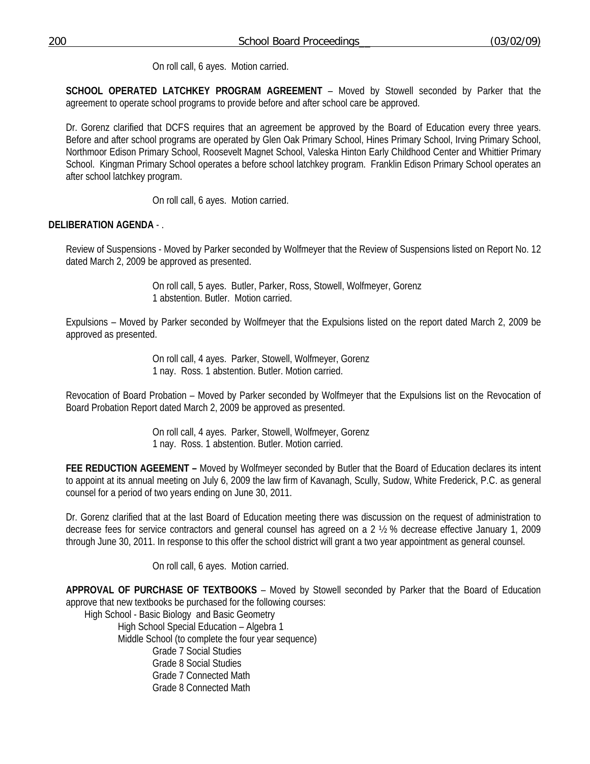On roll call, 6 ayes. Motion carried.

**SCHOOL OPERATED LATCHKEY PROGRAM AGREEMENT** – Moved by Stowell seconded by Parker that the agreement to operate school programs to provide before and after school care be approved.

Dr. Gorenz clarified that DCFS requires that an agreement be approved by the Board of Education every three years. Before and after school programs are operated by Glen Oak Primary School, Hines Primary School, Irving Primary School, Northmoor Edison Primary School, Roosevelt Magnet School, Valeska Hinton Early Childhood Center and Whittier Primary School. Kingman Primary School operates a before school latchkey program. Franklin Edison Primary School operates an after school latchkey program.

On roll call, 6 ayes. Motion carried.

**DELIBERATION AGENDA** - .

Review of Suspensions - Moved by Parker seconded by Wolfmeyer that the Review of Suspensions listed on Report No. 12 dated March 2, 2009 be approved as presented.

On roll call, 5 ayes. Butler, Parker, Ross, Stowell, Wolfmeyer, Gorenz
1 abstention. Butler. Motion carried.

Expulsions – Moved by Parker seconded by Wolfmeyer that the Expulsions listed on the report dated March 2, 2009 be approved as presented.

On roll call, 4 ayes. Parker, Stowell, Wolfmeyer, Gorenz
1 nay. Ross. 1 abstention. Butler. Motion carried.

Revocation of Board Probation – Moved by Parker seconded by Wolfmeyer that the Expulsions list on the Revocation of Board Probation Report dated March 2, 2009 be approved as presented.

On roll call, 4 ayes. Parker, Stowell, Wolfmeyer, Gorenz
1 nay. Ross. 1 abstention. Butler. Motion carried.

**FEE REDUCTION AGEEMENT –** Moved by Wolfmeyer seconded by Butler that the Board of Education declares its intent to appoint at its annual meeting on July 6, 2009 the law firm of Kavanagh, Scully, Sudow, White Frederick, P.C. as general counsel for a period of two years ending on June 30, 2011.

Dr. Gorenz clarified that at the last Board of Education meeting there was discussion on the request of administration to decrease fees for service contractors and general counsel has agreed on a 2 ½ % decrease effective January 1, 2009 through June 30, 2011. In response to this offer the school district will grant a two year appointment as general counsel.

On roll call, 6 ayes. Motion carried.

**APPROVAL OF PURCHASE OF TEXTBOOKS** – Moved by Stowell seconded by Parker that the Board of Education approve that new textbooks be purchased for the following courses:

High School - Basic Biology and Basic Geometry
- High School Special Education – Algebra 1
- Middle School (to complete the four year sequence)
  - Grade 7 Social Studies
  - Grade 8 Social Studies
  - Grade 7 Connected Math
  - Grade 8 Connected Math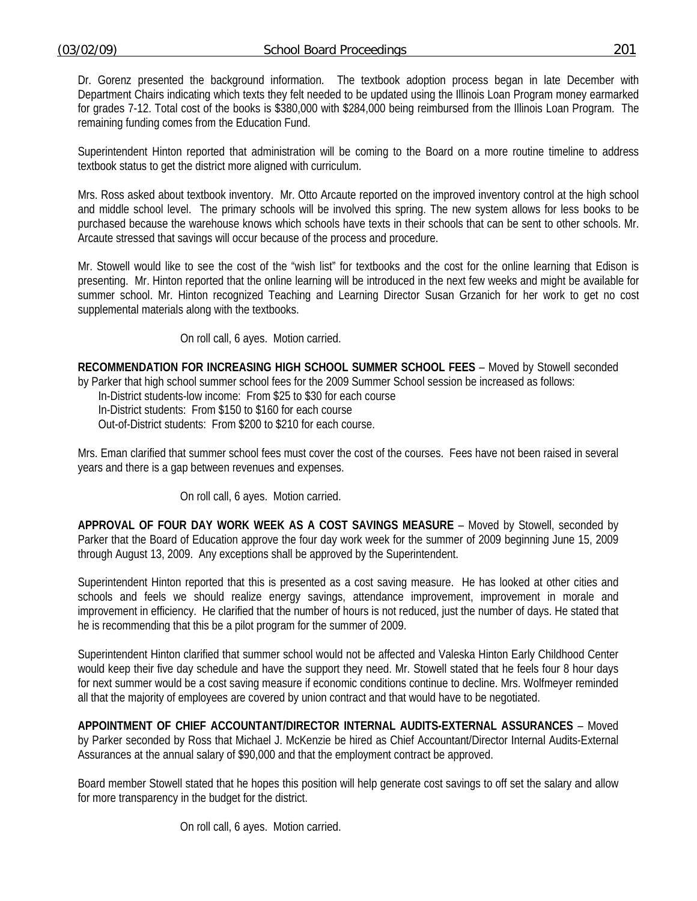Dr. Gorenz presented the background information. The textbook adoption process began in late December with Department Chairs indicating which texts they felt needed to be updated using the Illinois Loan Program money earmarked for grades 7-12. Total cost of the books is $380,000 with $284,000 being reimbursed from the Illinois Loan Program. The remaining funding comes from the Education Fund.

Superintendent Hinton reported that administration will be coming to the Board on a more routine timeline to address textbook status to get the district more aligned with curriculum.

Mrs. Ross asked about textbook inventory. Mr. Otto Arcaute reported on the improved inventory control at the high school and middle school level. The primary schools will be involved this spring. The new system allows for less books to be purchased because the warehouse knows which schools have texts in their schools that can be sent to other schools. Mr. Arcaute stressed that savings will occur because of the process and procedure.

Mr. Stowell would like to see the cost of the "wish list" for textbooks and the cost for the online learning that Edison is presenting. Mr. Hinton reported that the online learning will be introduced in the next few weeks and might be available for summer school. Mr. Hinton recognized Teaching and Learning Director Susan Grzanich for her work to get no cost supplemental materials along with the textbooks.

On roll call, 6 ayes. Motion carried.

**RECOMMENDATION FOR INCREASING HIGH SCHOOL SUMMER SCHOOL FEES** – Moved by Stowell seconded by Parker that high school summer school fees for the 2009 Summer School session be increased as follows:

In-District students-low income: From $25 to $30 for each course
In-District students: From $150 to $160 for each course
Out-of-District students: From $200 to $210 for each course.

Mrs. Eman clarified that summer school fees must cover the cost of the courses. Fees have not been raised in several years and there is a gap between revenues and expenses.

On roll call, 6 ayes. Motion carried.

**APPROVAL OF FOUR DAY WORK WEEK AS A COST SAVINGS MEASURE** – Moved by Stowell, seconded by Parker that the Board of Education approve the four day work week for the summer of 2009 beginning June 15, 2009 through August 13, 2009. Any exceptions shall be approved by the Superintendent.

Superintendent Hinton reported that this is presented as a cost saving measure. He has looked at other cities and schools and feels we should realize energy savings, attendance improvement, improvement in morale and improvement in efficiency. He clarified that the number of hours is not reduced, just the number of days. He stated that he is recommending that this be a pilot program for the summer of 2009.

Superintendent Hinton clarified that summer school would not be affected and Valeska Hinton Early Childhood Center would keep their five day schedule and have the support they need. Mr. Stowell stated that he feels four 8 hour days for next summer would be a cost saving measure if economic conditions continue to decline. Mrs. Wolfmeyer reminded all that the majority of employees are covered by union contract and that would have to be negotiated.

**APPOINTMENT OF CHIEF ACCOUNTANT/DIRECTOR INTERNAL AUDITS-EXTERNAL ASSURANCES** – Moved by Parker seconded by Ross that Michael J. McKenzie be hired as Chief Accountant/Director Internal Audits-External Assurances at the annual salary of $90,000 and that the employment contract be approved.

Board member Stowell stated that he hopes this position will help generate cost savings to off set the salary and allow for more transparency in the budget for the district.

On roll call, 6 ayes. Motion carried.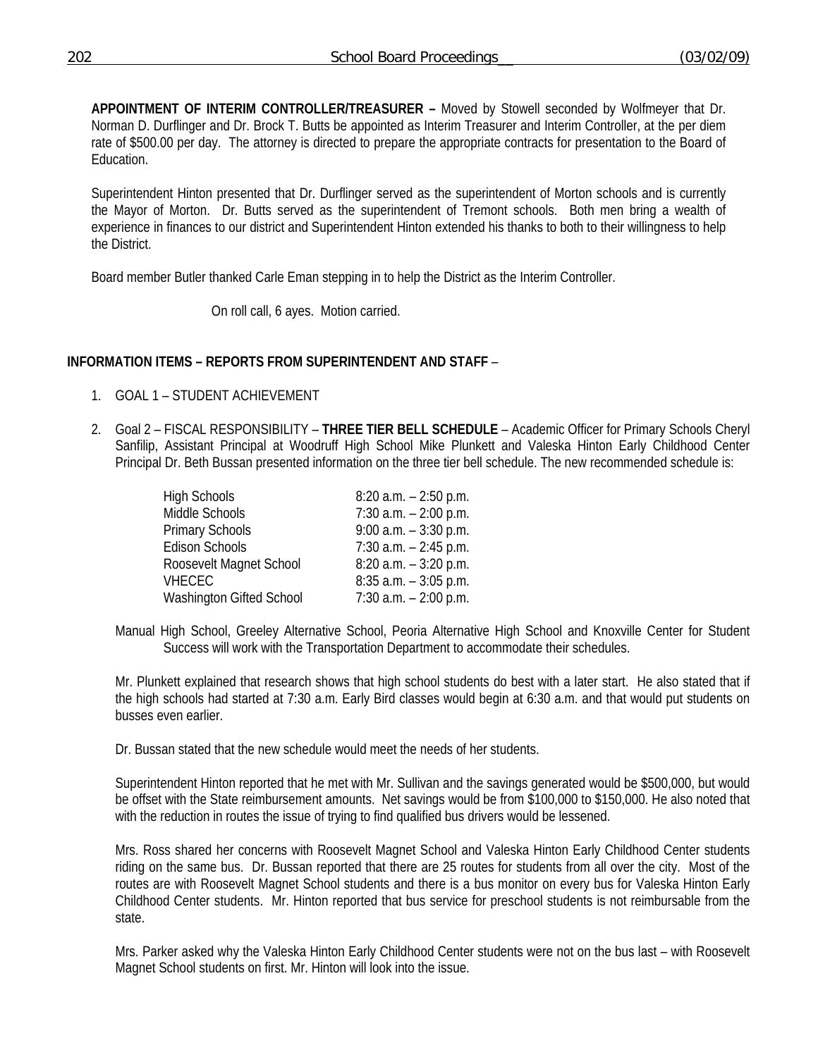**APPOINTMENT OF INTERIM CONTROLLER/TREASURER –** Moved by Stowell seconded by Wolfmeyer that Dr. Norman D. Durflinger and Dr. Brock T. Butts be appointed as Interim Treasurer and Interim Controller, at the per diem rate of $500.00 per day. The attorney is directed to prepare the appropriate contracts for presentation to the Board of Education.

Superintendent Hinton presented that Dr. Durflinger served as the superintendent of Morton schools and is currently the Mayor of Morton. Dr. Butts served as the superintendent of Tremont schools. Both men bring a wealth of experience in finances to our district and Superintendent Hinton extended his thanks to both to their willingness to help the District.

Board member Butler thanked Carle Eman stepping in to help the District as the Interim Controller.

On roll call, 6 ayes. Motion carried.

**INFORMATION ITEMS – REPORTS FROM SUPERINTENDENT AND STAFF** –

1. GOAL 1 – STUDENT ACHIEVEMENT

2. Goal 2 – FISCAL RESPONSIBILITY – **THREE TIER BELL SCHEDULE** – Academic Officer for Primary Schools Cheryl Sanfilip, Assistant Principal at Woodruff High School Mike Plunkett and Valeska Hinton Early Childhood Center Principal Dr. Beth Bussan presented information on the three tier bell schedule. The new recommended schedule is:

| | |
|---|---|
| High Schools | 8:20 a.m. – 2:50 p.m. |
| Middle Schools | 7:30 a.m. – 2:00 p.m. |
| Primary Schools | 9:00 a.m. – 3:30 p.m. |
| Edison Schools | 7:30 a.m. – 2:45 p.m. |
| Roosevelt Magnet School | 8:20 a.m. – 3:20 p.m. |
| VHECEC | 8:35 a.m. – 3:05 p.m. |
| Washington Gifted School | 7:30 a.m. – 2:00 p.m. |

Manual High School, Greeley Alternative School, Peoria Alternative High School and Knoxville Center for Student Success will work with the Transportation Department to accommodate their schedules.

Mr. Plunkett explained that research shows that high school students do best with a later start. He also stated that if the high schools had started at 7:30 a.m. Early Bird classes would begin at 6:30 a.m. and that would put students on busses even earlier.

Dr. Bussan stated that the new schedule would meet the needs of her students.

Superintendent Hinton reported that he met with Mr. Sullivan and the savings generated would be $500,000, but would be offset with the State reimbursement amounts. Net savings would be from $100,000 to $150,000. He also noted that with the reduction in routes the issue of trying to find qualified bus drivers would be lessened.

Mrs. Ross shared her concerns with Roosevelt Magnet School and Valeska Hinton Early Childhood Center students riding on the same bus. Dr. Bussan reported that there are 25 routes for students from all over the city. Most of the routes are with Roosevelt Magnet School students and there is a bus monitor on every bus for Valeska Hinton Early Childhood Center students. Mr. Hinton reported that bus service for preschool students is not reimbursable from the state.

Mrs. Parker asked why the Valeska Hinton Early Childhood Center students were not on the bus last – with Roosevelt Magnet School students on first. Mr. Hinton will look into the issue.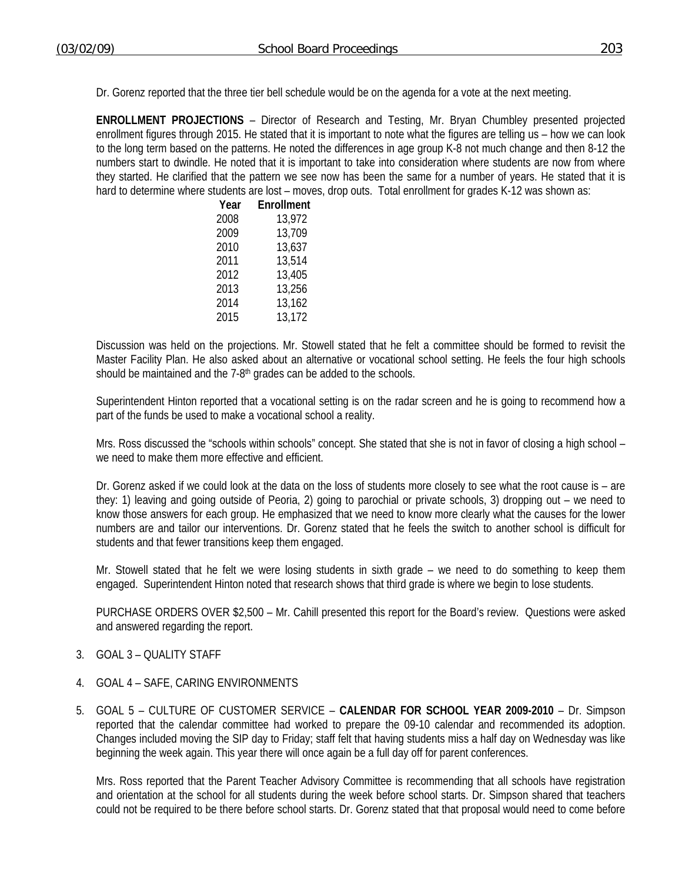Dr. Gorenz reported that the three tier bell schedule would be on the agenda for a vote at the next meeting.

**ENROLLMENT PROJECTIONS** – Director of Research and Testing, Mr. Bryan Chumbley presented projected enrollment figures through 2015. He stated that it is important to note what the figures are telling us – how we can look to the long term based on the patterns. He noted the differences in age group K-8 not much change and then 8-12 the numbers start to dwindle. He noted that it is important to take into consideration where students are now from where they started. He clarified that the pattern we see now has been the same for a number of years. He stated that it is hard to determine where students are lost – moves, drop outs. Total enrollment for grades K-12 was shown as:

| Year | Enrollment |
|---|---|
| 2008 | 13,972 |
| 2009 | 13,709 |
| 2010 | 13,637 |
| 2011 | 13,514 |
| 2012 | 13,405 |
| 2013 | 13,256 |
| 2014 | 13,162 |
| 2015 | 13,172 |

Discussion was held on the projections. Mr. Stowell stated that he felt a committee should be formed to revisit the Master Facility Plan. He also asked about an alternative or vocational school setting. He feels the four high schools should be maintained and the 7-8th grades can be added to the schools.

Superintendent Hinton reported that a vocational setting is on the radar screen and he is going to recommend how a part of the funds be used to make a vocational school a reality.

Mrs. Ross discussed the "schools within schools" concept. She stated that she is not in favor of closing a high school – we need to make them more effective and efficient.

Dr. Gorenz asked if we could look at the data on the loss of students more closely to see what the root cause is – are they: 1) leaving and going outside of Peoria, 2) going to parochial or private schools, 3) dropping out – we need to know those answers for each group. He emphasized that we need to know more clearly what the causes for the lower numbers are and tailor our interventions. Dr. Gorenz stated that he feels the switch to another school is difficult for students and that fewer transitions keep them engaged.

Mr. Stowell stated that he felt we were losing students in sixth grade – we need to do something to keep them engaged. Superintendent Hinton noted that research shows that third grade is where we begin to lose students.

PURCHASE ORDERS OVER $2,500 – Mr. Cahill presented this report for the Board's review. Questions were asked and answered regarding the report.

3. GOAL 3 – QUALITY STAFF

4. GOAL 4 – SAFE, CARING ENVIRONMENTS

5. GOAL 5 – CULTURE OF CUSTOMER SERVICE – **CALENDAR FOR SCHOOL YEAR 2009-2010** – Dr. Simpson reported that the calendar committee had worked to prepare the 09-10 calendar and recommended its adoption. Changes included moving the SIP day to Friday; staff felt that having students miss a half day on Wednesday was like beginning the week again. This year there will once again be a full day off for parent conferences.

   Mrs. Ross reported that the Parent Teacher Advisory Committee is recommending that all schools have registration and orientation at the school for all students during the week before school starts. Dr. Simpson shared that teachers could not be required to be there before school starts. Dr. Gorenz stated that that proposal would need to come before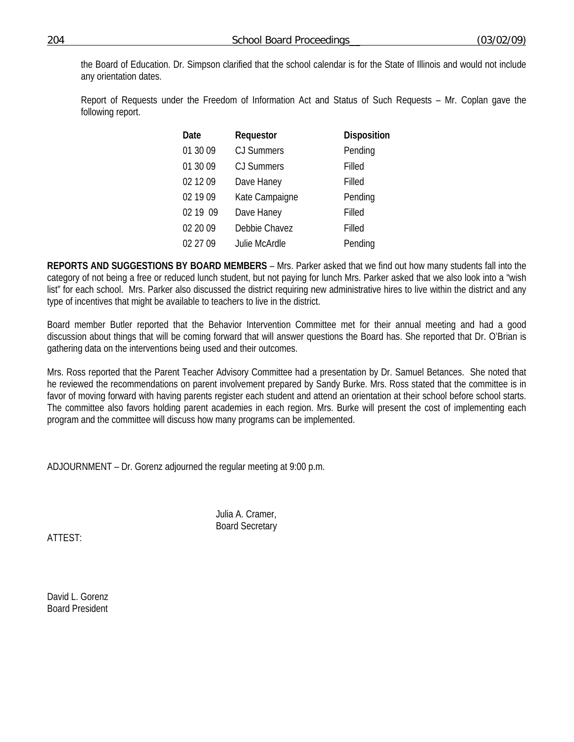the Board of Education. Dr. Simpson clarified that the school calendar is for the State of Illinois and would not include any orientation dates.

Report of Requests under the Freedom of Information Act and Status of Such Requests – Mr. Coplan gave the following report.

| Date | Requestor | Disposition |
|---|---|---|
| 01 30 09 | CJ Summers | Pending |
| 01 30 09 | CJ Summers | Filled |
| 02 12 09 | Dave Haney | Filled |
| 02 19 09 | Kate Campaigne | Pending |
| 02 19 09 | Dave Haney | Filled |
| 02 20 09 | Debbie Chavez | Filled |
| 02 27 09 | Julie McArdle | Pending |

**REPORTS AND SUGGESTIONS BY BOARD MEMBERS** – Mrs. Parker asked that we find out how many students fall into the category of not being a free or reduced lunch student, but not paying for lunch Mrs. Parker asked that we also look into a "wish list" for each school. Mrs. Parker also discussed the district requiring new administrative hires to live within the district and any type of incentives that might be available to teachers to live in the district.

Board member Butler reported that the Behavior Intervention Committee met for their annual meeting and had a good discussion about things that will be coming forward that will answer questions the Board has. She reported that Dr. O'Brian is gathering data on the interventions being used and their outcomes.

Mrs. Ross reported that the Parent Teacher Advisory Committee had a presentation by Dr. Samuel Betances. She noted that he reviewed the recommendations on parent involvement prepared by Sandy Burke. Mrs. Ross stated that the committee is in favor of moving forward with having parents register each student and attend an orientation at their school before school starts. The committee also favors holding parent academies in each region. Mrs. Burke will present the cost of implementing each program and the committee will discuss how many programs can be implemented.

ADJOURNMENT – Dr. Gorenz adjourned the regular meeting at 9:00 p.m.

Julia A. Cramer,
Board Secretary

ATTEST:

David L. Gorenz
Board President